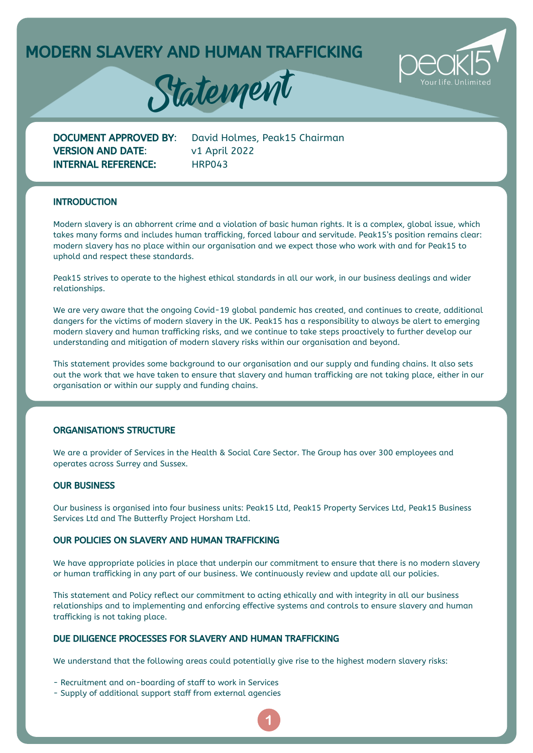# MODERN SLAVERY AND HUMAN TRAFFICKING Statement

peak15 — Your life. Unlimited

**DOCUMENT APPROVED BY**: David Holmes, Peak15 Chairman
**VERSION AND DATE**: v1 April 2022
**INTERNAL REFERENCE:** HRP043

## INTRODUCTION

Modern slavery is an abhorrent crime and a violation of basic human rights. It is a complex, global issue, which takes many forms and includes human trafficking, forced labour and servitude. Peak15's position remains clear: modern slavery has no place within our organisation and we expect those who work with and for Peak15 to uphold and respect these standards.

Peak15 strives to operate to the highest ethical standards in all our work, in our business dealings and wider relationships.

We are very aware that the ongoing Covid-19 global pandemic has created, and continues to create, additional dangers for the victims of modern slavery in the UK. Peak15 has a responsibility to always be alert to emerging modern slavery and human trafficking risks, and we continue to take steps proactively to further develop our understanding and mitigation of modern slavery risks within our organisation and beyond.

This statement provides some background to our organisation and our supply and funding chains. It also sets out the work that we have taken to ensure that slavery and human trafficking are not taking place, either in our organisation or within our supply and funding chains.

## ORGANISATION'S STRUCTURE

We are a provider of Services in the Health & Social Care Sector. The Group has over 300 employees and operates across Surrey and Sussex.

## OUR BUSINESS

Our business is organised into four business units: Peak15 Ltd, Peak15 Property Services Ltd, Peak15 Business Services Ltd and The Butterfly Project Horsham Ltd.

## OUR POLICIES ON SLAVERY AND HUMAN TRAFFICKING

We have appropriate policies in place that underpin our commitment to ensure that there is no modern slavery or human trafficking in any part of our business. We continuously review and update all our policies.

This statement and Policy reflect our commitment to acting ethically and with integrity in all our business relationships and to implementing and enforcing effective systems and controls to ensure slavery and human trafficking is not taking place.

## DUE DILIGENCE PROCESSES FOR SLAVERY AND HUMAN TRAFFICKING

We understand that the following areas could potentially give rise to the highest modern slavery risks:

- Recruitment and on-boarding of staff to work in Services
- Supply of additional support staff from external agencies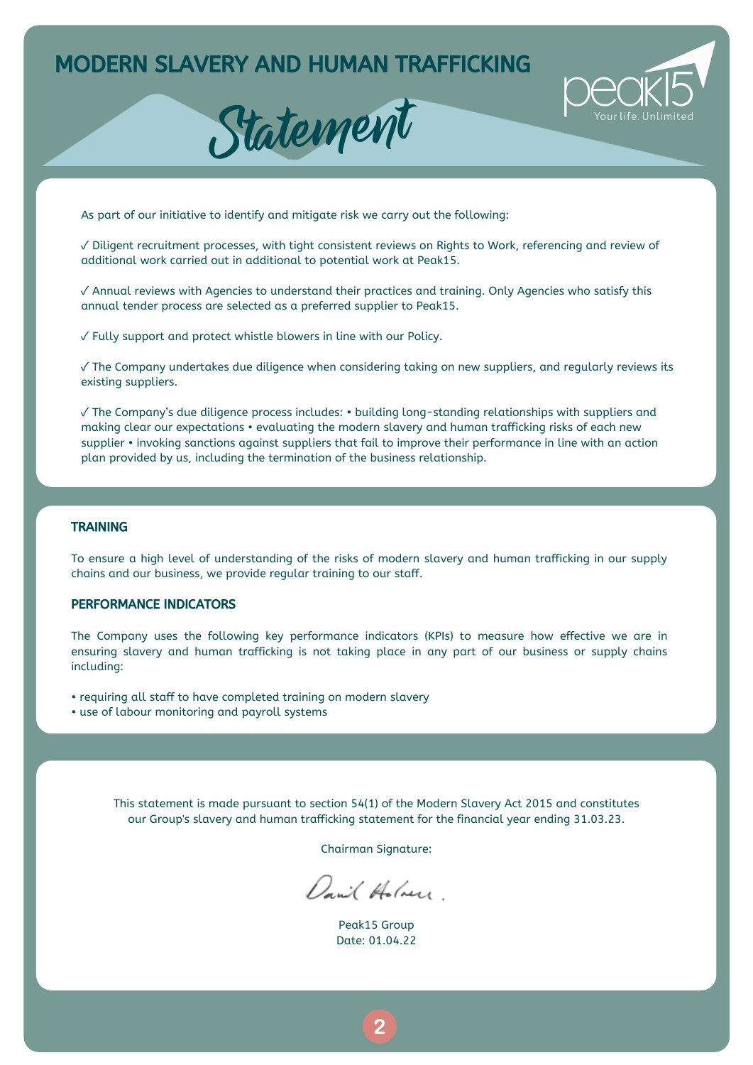# MODERN SLAVERY AND HUMAN TRAFFICKING

## Statement

peak15
Your life. Unlimited

As part of our initiative to identify and mitigate risk we carry out the following:

✓ Diligent recruitment processes, with tight consistent reviews on Rights to Work, referencing and review of additional work carried out in additional to potential work at Peak15.

✓ Annual reviews with Agencies to understand their practices and training. Only Agencies who satisfy this annual tender process are selected as a preferred supplier to Peak15.

✓ Fully support and protect whistle blowers in line with our Policy.

✓ The Company undertakes due diligence when considering taking on new suppliers, and regularly reviews its existing suppliers.

✓ The Company's due diligence process includes: • building long-standing relationships with suppliers and making clear our expectations • evaluating the modern slavery and human trafficking risks of each new supplier • invoking sanctions against suppliers that fail to improve their performance in line with an action plan provided by us, including the termination of the business relationship.

### TRAINING

To ensure a high level of understanding of the risks of modern slavery and human trafficking in our supply chains and our business, we provide regular training to our staff.

### PERFORMANCE INDICATORS

The Company uses the following key performance indicators (KPIs) to measure how effective we are in ensuring slavery and human trafficking is not taking place in any part of our business or supply chains including:

- requiring all staff to have completed training on modern slavery
- use of labour monitoring and payroll systems

This statement is made pursuant to section 54(1) of the Modern Slavery Act 2015 and constitutes our Group's slavery and human trafficking statement for the financial year ending 31.03.23.

Chairman Signature:

David Holmes.

Peak15 Group
Date: 01.04.22